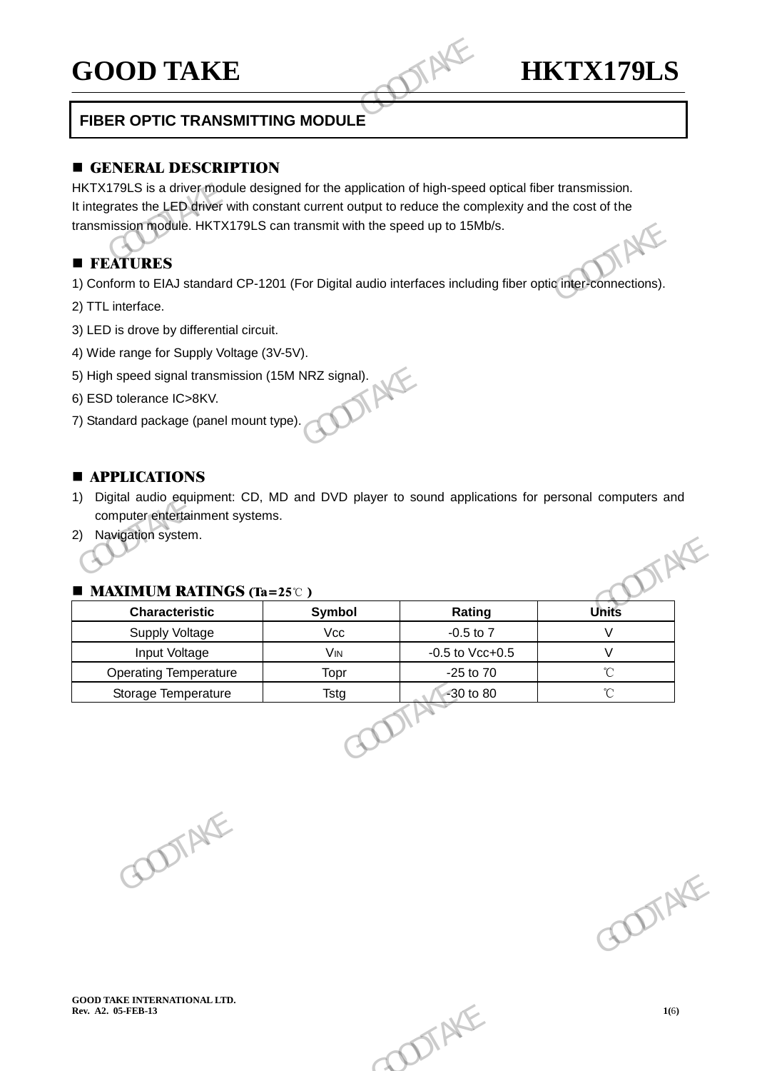# GOOD TAKE HKTX179LS

## FIBER OPTIC TRANSMITTING MODULE

### ■ GENERAL DESCRIPTION

HKTX179LS is a driver module designed for the application of high-speed optical fiber transmission. It integrates the LED driver with constant current output to reduce the complexity and the cost of the transmission module. HKTX179LS can transmit with the speed up to 15Mb/s.

### ■ FEATURES

1) Conform to EIAJ standard CP-1201 (For Digital audio interfaces including fiber optic inter-connections).

2) TTL interface.

3) LED is drove by differential circuit.

4) Wide range for Supply Voltage (3V-5V).

5) High speed signal transmission (15M NRZ signal).

6) ESD tolerance IC>8KV.

7) Standard package (panel mount type).

### ■ APPLICATIONS

1) Digital audio equipment: CD, MD and DVD player to sound applications for personal computers and computer entertainment systems.
2) Navigation system.

### ■ MAXIMUM RATINGS (Ta=25℃ )

| Characteristic | Symbol | Rating | Units |
|---|---|---|---|
| Supply Voltage | Vcc | -0.5 to 7 | V |
| Input Voltage | $V_{IN}$ | -0.5 to Vcc+0.5 | V |
| Operating Temperature | Topr | -25 to 70 | ℃ |
| Storage Temperature | Tstg | -30 to 80 | ℃ |

GOOD TAKE INTERNATIONAL LTD.
Rev. A2. 05-FEB-13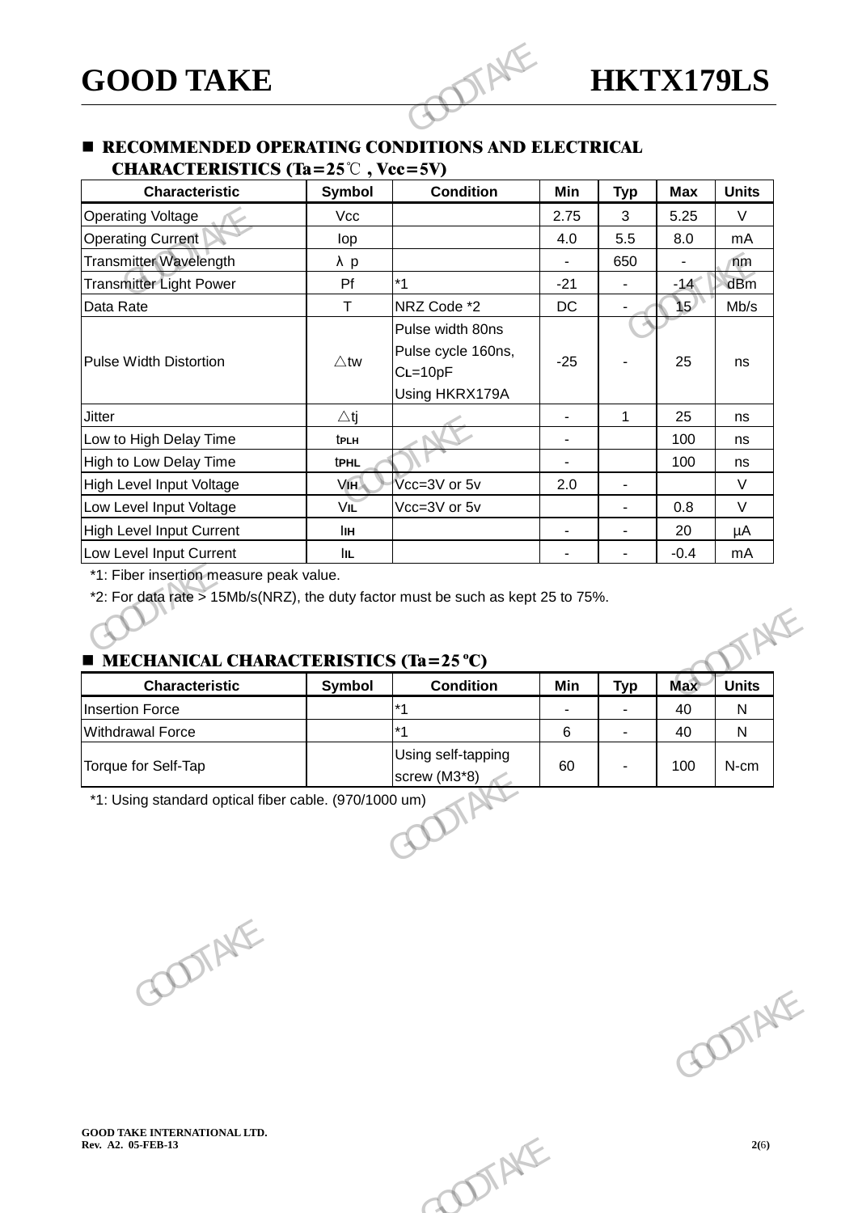## ■ RECOMMENDED OPERATING CONDITIONS AND ELECTRICAL CHARACTERISTICS (Ta=25℃ , Vcc=5V)

| Characteristic | Symbol | Condition | Min | Typ | Max | Units |
|---|---|---|---|---|---|---|
| Operating Voltage | Vcc | | 2.75 | 3 | 5.25 | V |
| Operating Current | Iop | | 4.0 | 5.5 | 8.0 | mA |
| Transmitter Wavelength | λ p | | - | 650 | - | nm |
| Transmitter Light Power | Pf | *1 | -21 | - | -14 | dBm |
| Data Rate | T | NRZ Code *2 | DC | - | 15 | Mb/s |
| Pulse Width Distortion | △tw | Pulse width 80ns Pulse cycle 160ns, $C_L$=10pF Using HKRX179A | -25 | - | 25 | ns |
| Jitter | △tj | | - | 1 | 25 | ns |
| Low to High Delay Time | $t_{PLH}$ | | - | | 100 | ns |
| High to Low Delay Time | $t_{PHL}$ | | - | | 100 | ns |
| High Level Input Voltage | $V_{IH}$ | Vcc=3V or 5v | 2.0 | - | | V |
| Low Level Input Voltage | $V_{IL}$ | Vcc=3V or 5v | | - | 0.8 | V |
| High Level Input Current | $I_{IH}$ | | - | - | 20 | μA |
| Low Level Input Current | $I_{IL}$ | | - | - | -0.4 | mA |

*1: Fiber insertion measure peak value.

*2: For data rate > 15Mb/s(NRZ), the duty factor must be such as kept 25 to 75%.

## ■ MECHANICAL CHARACTERISTICS (Ta=25 ºC)

| Characteristic | Symbol | Condition | Min | Typ | Max | Units |
|---|---|---|---|---|---|---|
| Insertion Force | | *1 | - | - | 40 | N |
| Withdrawal Force | | *1 | 6 | - | 40 | N |
| Torque for Self-Tap | | Using self-tapping screw (M3*8) | 60 | - | 100 | N-cm |

*1: Using standard optical fiber cable. (970/1000 um)

GOOD TAKE INTERNATIONAL LTD.
Rev. A2. 05-FEB-13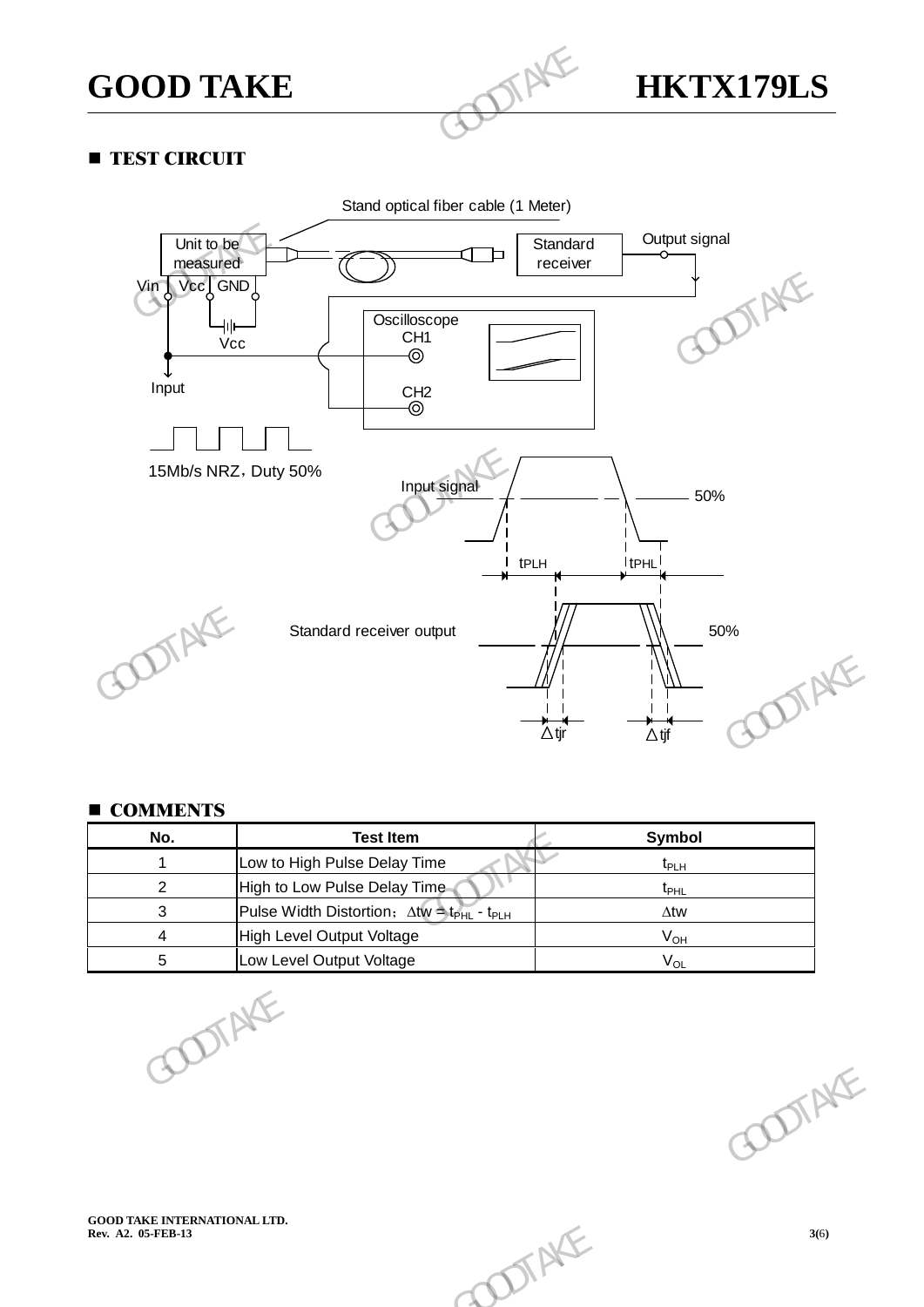## ■ TEST CIRCUIT

Stand optical fiber cable (1 Meter)

Unit to be measured

Standard receiver

Output signal

Vin Vcc GND

Vcc

Input

Oscilloscope

CH1

CH2

15Mb/s NRZ，Duty 50%

Input signal

50%

tPLH

tPHL

Standard receiver output

50%

△tjr

△tjf

## ■ COMMENTS

| No. | Test Item | Symbol |
|---|---|---|
| 1 | Low to High Pulse Delay Time | $t_{PLH}$ |
| 2 | High to Low Pulse Delay Time | $t_{PHL}$ |
| 3 | Pulse Width Distortion；$\Delta tw = t_{PHL} - t_{PLH}$ | $\Delta tw$ |
| 4 | High Level Output Voltage | $V_{OH}$ |
| 5 | Low Level Output Voltage | $V_{OL}$ |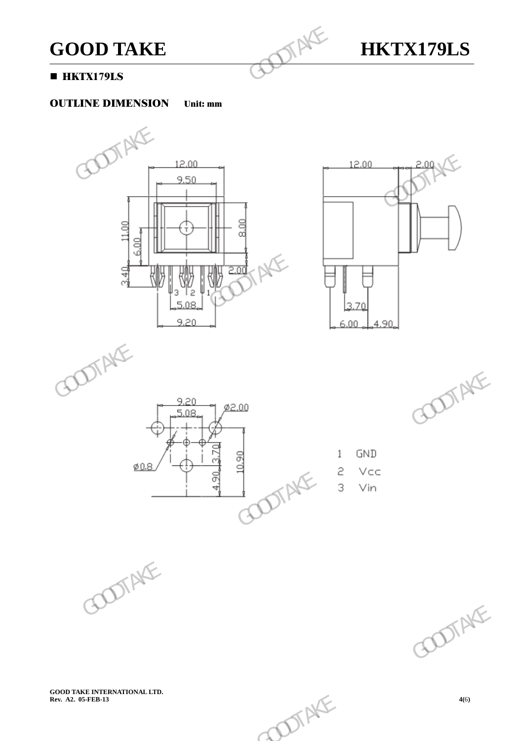- **HKTX179LS**

**OUTLINE DIMENSION** **Unit: mm**

1 GND

2 Vcc

3 Vin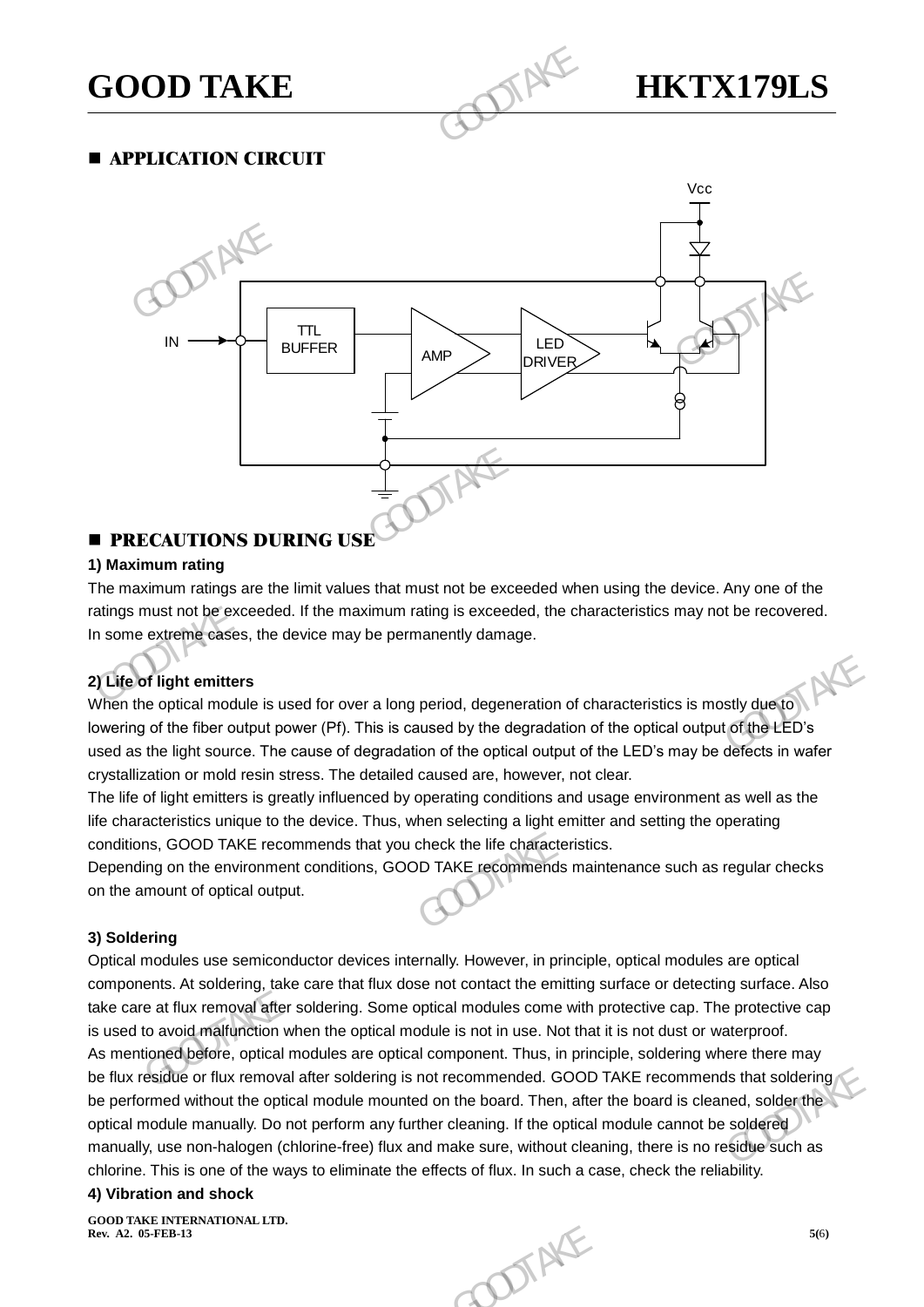## APPLICATION CIRCUIT

Vcc

IN

TTL BUFFER

AMP

LED DRIVER

## PRECAUTIONS DURING USE

**1) Maximum rating**

The maximum ratings are the limit values that must not be exceeded when using the device. Any one of the ratings must not be exceeded. If the maximum rating is exceeded, the characteristics may not be recovered. In some extreme cases, the device may be permanently damage.

**2) Life of light emitters**

When the optical module is used for over a long period, degeneration of characteristics is mostly due to lowering of the fiber output power (Pf). This is caused by the degradation of the optical output of the LED's used as the light source. The cause of degradation of the optical output of the LED's may be defects in wafer crystallization or mold resin stress. The detailed caused are, however, not clear.

The life of light emitters is greatly influenced by operating conditions and usage environment as well as the life characteristics unique to the device. Thus, when selecting a light emitter and setting the operating conditions, GOOD TAKE recommends that you check the life characteristics.

Depending on the environment conditions, GOOD TAKE recommends maintenance such as regular checks on the amount of optical output.

**3) Soldering**

Optical modules use semiconductor devices internally. However, in principle, optical modules are optical components. At soldering, take care that flux dose not contact the emitting surface or detecting surface. Also take care at flux removal after soldering. Some optical modules come with protective cap. The protective cap is used to avoid malfunction when the optical module is not in use. Not that it is not dust or waterproof.

As mentioned before, optical modules are optical component. Thus, in principle, soldering where there may be flux residue or flux removal after soldering is not recommended. GOOD TAKE recommends that soldering be performed without the optical module mounted on the board. Then, after the board is cleaned, solder the optical module manually. Do not perform any further cleaning. If the optical module cannot be soldered manually, use non-halogen (chlorine-free) flux and make sure, without cleaning, there is no residue such as chlorine. This is one of the ways to eliminate the effects of flux. In such a case, check the reliability.

**4) Vibration and shock**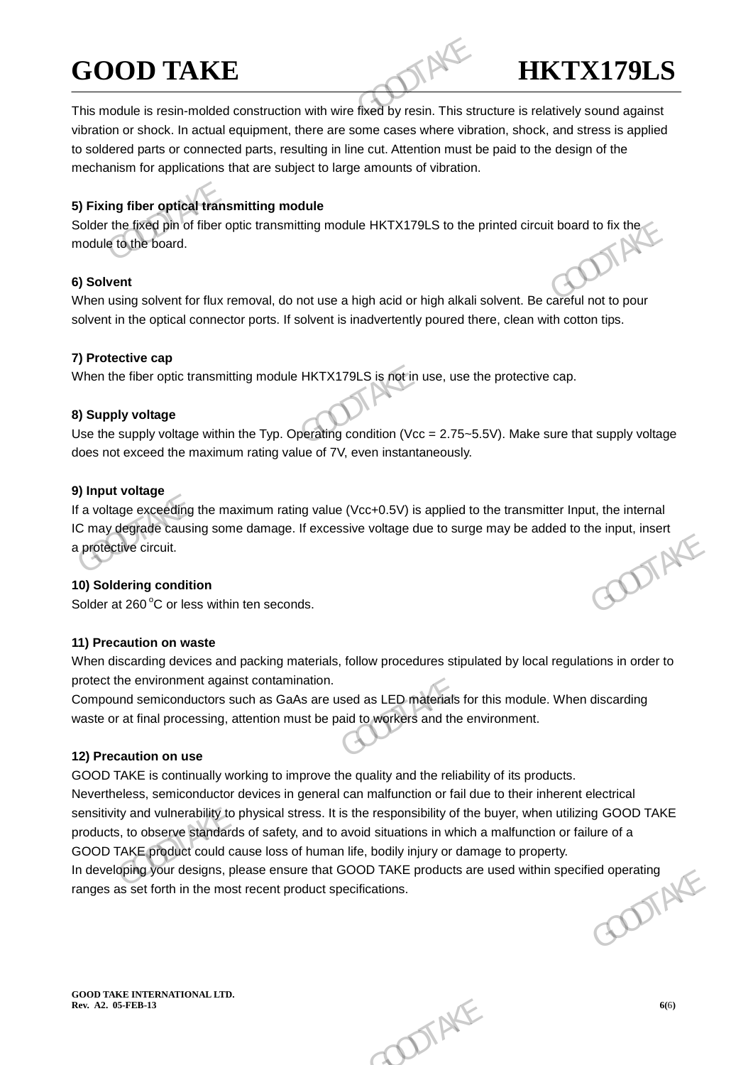This module is resin-molded construction with wire fixed by resin. This structure is relatively sound against vibration or shock. In actual equipment, there are some cases where vibration, shock, and stress is applied to soldered parts or connected parts, resulting in line cut. Attention must be paid to the design of the mechanism for applications that are subject to large amounts of vibration.

**5) Fixing fiber optical transmitting module**

Solder the fixed pin of fiber optic transmitting module HKTX179LS to the printed circuit board to fix the module to the board.

**6) Solvent**

When using solvent for flux removal, do not use a high acid or high alkali solvent. Be careful not to pour solvent in the optical connector ports. If solvent is inadvertently poured there, clean with cotton tips.

**7) Protective cap**

When the fiber optic transmitting module HKTX179LS is not in use, use the protective cap.

**8) Supply voltage**

Use the supply voltage within the Typ. Operating condition (Vcc = 2.75~5.5V). Make sure that supply voltage does not exceed the maximum rating value of 7V, even instantaneously.

**9) Input voltage**

If a voltage exceeding the maximum rating value (Vcc+0.5V) is applied to the transmitter Input, the internal IC may degrade causing some damage. If excessive voltage due to surge may be added to the input, insert a protective circuit.

**10) Soldering condition**

Solder at 260 °C or less within ten seconds.

**11) Precaution on waste**

When discarding devices and packing materials, follow procedures stipulated by local regulations in order to protect the environment against contamination.
Compound semiconductors such as GaAs are used as LED materials for this module. When discarding waste or at final processing, attention must be paid to workers and the environment.

**12) Precaution on use**

GOOD TAKE is continually working to improve the quality and the reliability of its products.
Nevertheless, semiconductor devices in general can malfunction or fail due to their inherent electrical sensitivity and vulnerability to physical stress. It is the responsibility of the buyer, when utilizing GOOD TAKE products, to observe standards of safety, and to avoid situations in which a malfunction or failure of a GOOD TAKE product could cause loss of human life, bodily injury or damage to property.
In developing your designs, please ensure that GOOD TAKE products are used within specified operating ranges as set forth in the most recent product specifications.